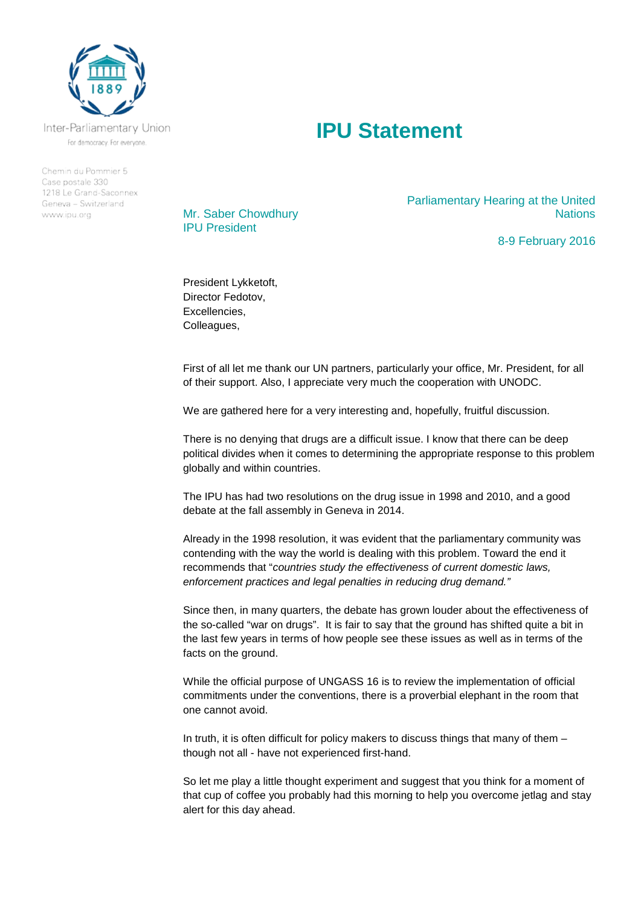Inter-Parliamentary Union

For democracy. For everyone.

Chemin du Pommier 5
Case postale 330
1218 Le Grand-Saconnex
Geneva – Switzerland
www.ipu.org

# IPU Statement

Mr. Saber Chowdhury
IPU President

Parliamentary Hearing at the United Nations

8-9 February 2016

President Lykketoft,
Director Fedotov,
Excellencies,
Colleagues,

First of all let me thank our UN partners, particularly your office, Mr. President, for all of their support. Also, I appreciate very much the cooperation with UNODC.

We are gathered here for a very interesting and, hopefully, fruitful discussion.

There is no denying that drugs are a difficult issue. I know that there can be deep political divides when it comes to determining the appropriate response to this problem globally and within countries.

The IPU has had two resolutions on the drug issue in 1998 and 2010, and a good debate at the fall assembly in Geneva in 2014.

Already in the 1998 resolution, it was evident that the parliamentary community was contending with the way the world is dealing with this problem. Toward the end it recommends that "*countries study the effectiveness of current domestic laws, enforcement practices and legal penalties in reducing drug demand.*"

Since then, in many quarters, the debate has grown louder about the effectiveness of the so-called "war on drugs". It is fair to say that the ground has shifted quite a bit in the last few years in terms of how people see these issues as well as in terms of the facts on the ground.

While the official purpose of UNGASS 16 is to review the implementation of official commitments under the conventions, there is a proverbial elephant in the room that one cannot avoid.

In truth, it is often difficult for policy makers to discuss things that many of them – though not all - have not experienced first-hand.

So let me play a little thought experiment and suggest that you think for a moment of that cup of coffee you probably had this morning to help you overcome jetlag and stay alert for this day ahead.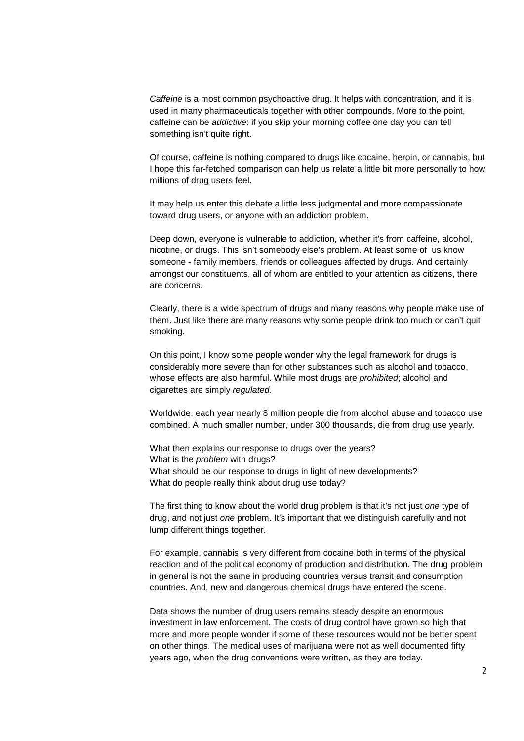*Caffeine* is a most common psychoactive drug. It helps with concentration, and it is used in many pharmaceuticals together with other compounds. More to the point, caffeine can be *addictive*: if you skip your morning coffee one day you can tell something isn't quite right.

Of course, caffeine is nothing compared to drugs like cocaine, heroin, or cannabis, but I hope this far-fetched comparison can help us relate a little bit more personally to how millions of drug users feel.

It may help us enter this debate a little less judgmental and more compassionate toward drug users, or anyone with an addiction problem.

Deep down, everyone is vulnerable to addiction, whether it's from caffeine, alcohol, nicotine, or drugs. This isn't somebody else's problem. At least some of us know someone - family members, friends or colleagues affected by drugs. And certainly amongst our constituents, all of whom are entitled to your attention as citizens, there are concerns.

Clearly, there is a wide spectrum of drugs and many reasons why people make use of them. Just like there are many reasons why some people drink too much or can't quit smoking.

On this point, I know some people wonder why the legal framework for drugs is considerably more severe than for other substances such as alcohol and tobacco, whose effects are also harmful. While most drugs are *prohibited*; alcohol and cigarettes are simply *regulated*.

Worldwide, each year nearly 8 million people die from alcohol abuse and tobacco use combined. A much smaller number, under 300 thousands, die from drug use yearly.

What then explains our response to drugs over the years?
What is the *problem* with drugs?
What should be our response to drugs in light of new developments?
What do people really think about drug use today?

The first thing to know about the world drug problem is that it's not just *one* type of drug, and not just *one* problem. It's important that we distinguish carefully and not lump different things together.

For example, cannabis is very different from cocaine both in terms of the physical reaction and of the political economy of production and distribution. The drug problem in general is not the same in producing countries versus transit and consumption countries. And, new and dangerous chemical drugs have entered the scene.

Data shows the number of drug users remains steady despite an enormous investment in law enforcement. The costs of drug control have grown so high that more and more people wonder if some of these resources would not be better spent on other things. The medical uses of marijuana were not as well documented fifty years ago, when the drug conventions were written, as they are today.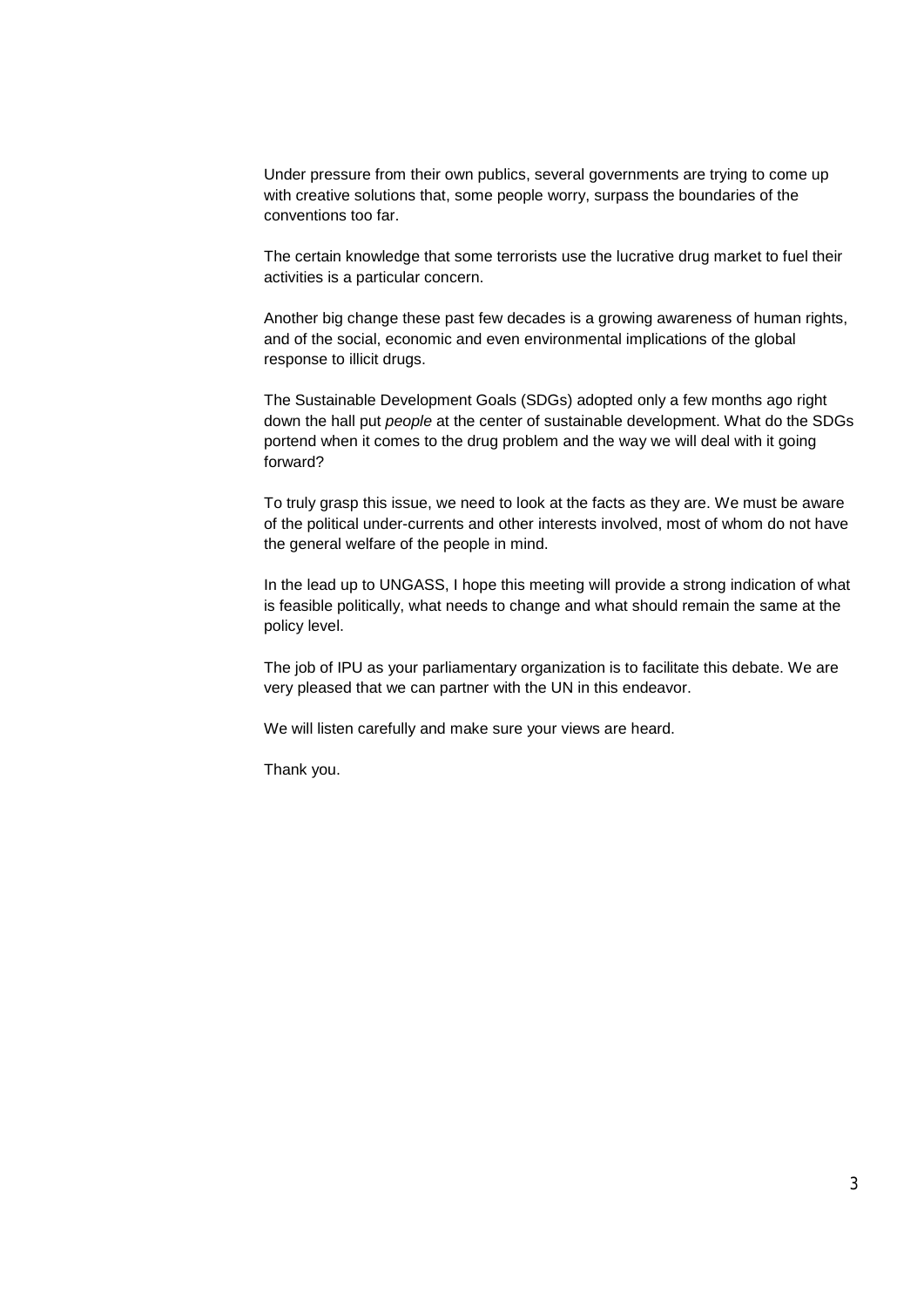Under pressure from their own publics, several governments are trying to come up with creative solutions that, some people worry, surpass the boundaries of the conventions too far.

The certain knowledge that some terrorists use the lucrative drug market to fuel their activities is a particular concern.

Another big change these past few decades is a growing awareness of human rights, and of the social, economic and even environmental implications of the global response to illicit drugs.

The Sustainable Development Goals (SDGs) adopted only a few months ago right down the hall put *people* at the center of sustainable development. What do the SDGs portend when it comes to the drug problem and the way we will deal with it going forward?

To truly grasp this issue, we need to look at the facts as they are. We must be aware of the political under-currents and other interests involved, most of whom do not have the general welfare of the people in mind.

In the lead up to UNGASS, I hope this meeting will provide a strong indication of what is feasible politically, what needs to change and what should remain the same at the policy level.

The job of IPU as your parliamentary organization is to facilitate this debate. We are very pleased that we can partner with the UN in this endeavor.

We will listen carefully and make sure your views are heard.

Thank you.